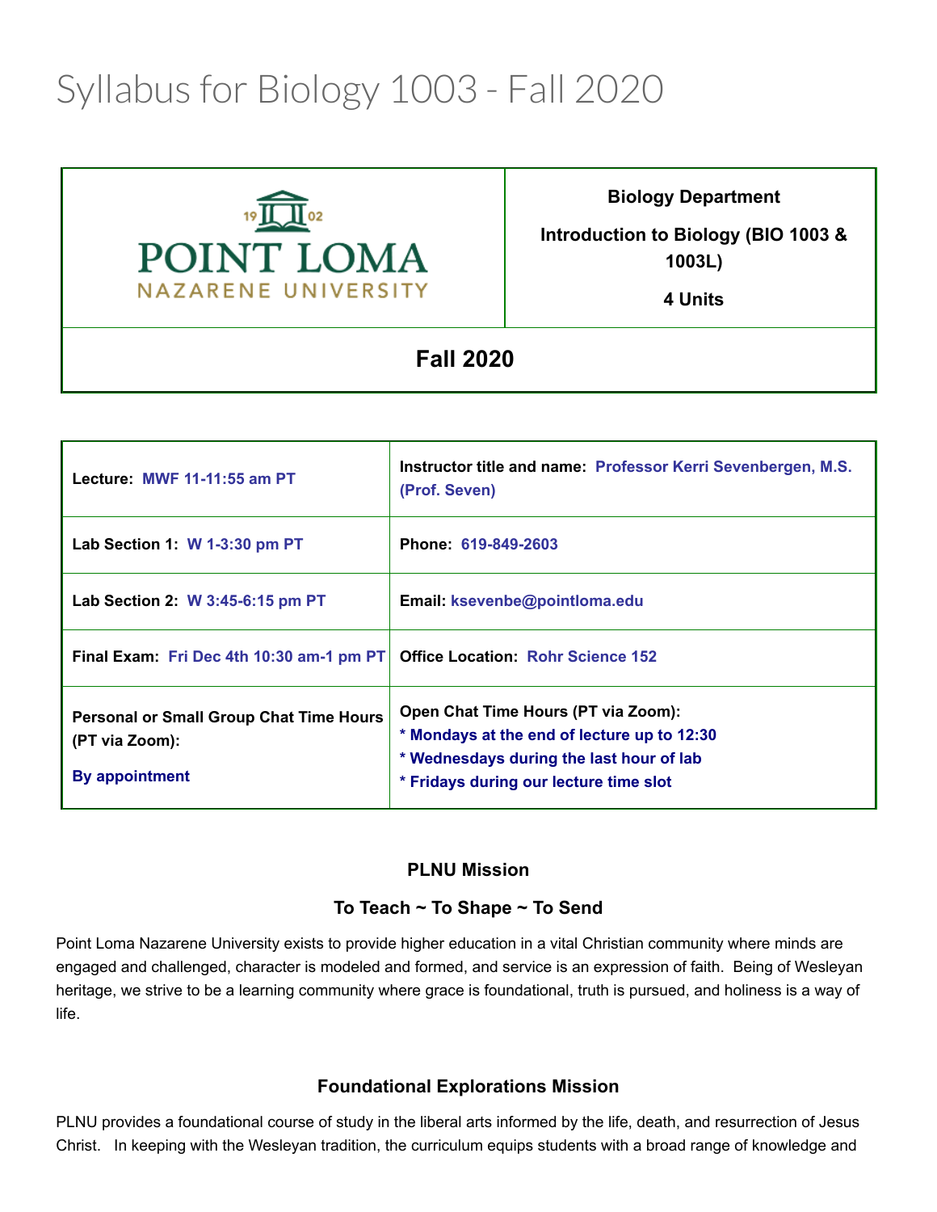# Syllabus for Biology 1003 - Fall 2020

| POINT LOMA NAZARENE UNIVERSITY | **Biology Department**<br><br>**Introduction to Biology (BIO 1003 & 1003L)**<br><br>**4 Units** |
| --- | --- |
| **Fall 2020** | |

| | |
| --- | --- |
| **Lecture: MWF 11-11:55 am PT** | **Instructor title and name: Professor Kerri Sevenbergen, M.S. (Prof. Seven)** |
| **Lab Section 1: W 1-3:30 pm PT** | **Phone: 619-849-2603** |
| **Lab Section 2: W 3:45-6:15 pm PT** | **Email: ksevenbe@pointloma.edu** |
| **Final Exam: Fri Dec 4th 10:30 am-1 pm PT** | **Office Location: Rohr Science 152** |
| **Personal or Small Group Chat Time Hours (PT via Zoom):**<br><br>**By appointment** | **Open Chat Time Hours (PT via Zoom):**<br>**\* Mondays at the end of lecture up to 12:30**<br>**\* Wednesdays during the last hour of lab**<br>**\* Fridays during our lecture time slot** |

### PLNU Mission

### To Teach ~ To Shape ~ To Send

Point Loma Nazarene University exists to provide higher education in a vital Christian community where minds are engaged and challenged, character is modeled and formed, and service is an expression of faith. Being of Wesleyan heritage, we strive to be a learning community where grace is foundational, truth is pursued, and holiness is a way of life.

### Foundational Explorations Mission

PLNU provides a foundational course of study in the liberal arts informed by the life, death, and resurrection of Jesus Christ. In keeping with the Wesleyan tradition, the curriculum equips students with a broad range of knowledge and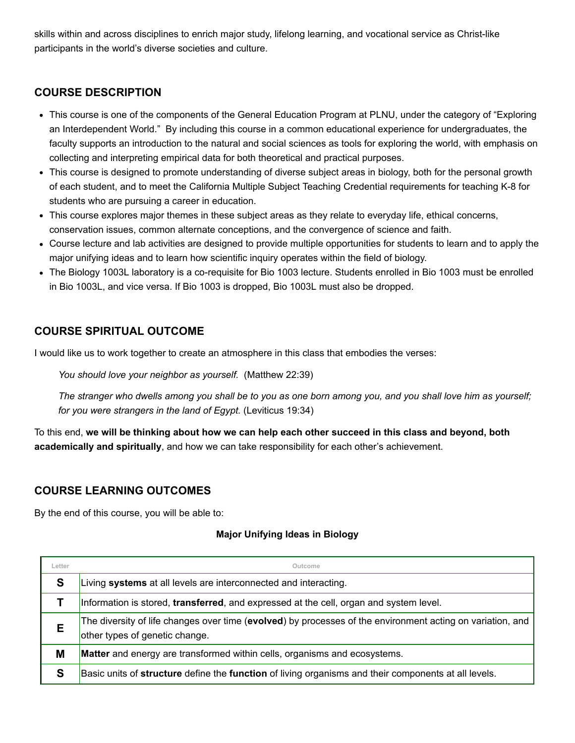skills within and across disciplines to enrich major study, lifelong learning, and vocational service as Christ-like participants in the world's diverse societies and culture.

## COURSE DESCRIPTION

- This course is one of the components of the General Education Program at PLNU, under the category of "Exploring an Interdependent World." By including this course in a common educational experience for undergraduates, the faculty supports an introduction to the natural and social sciences as tools for exploring the world, with emphasis on collecting and interpreting empirical data for both theoretical and practical purposes.
- This course is designed to promote understanding of diverse subject areas in biology, both for the personal growth of each student, and to meet the California Multiple Subject Teaching Credential requirements for teaching K-8 for students who are pursuing a career in education.
- This course explores major themes in these subject areas as they relate to everyday life, ethical concerns, conservation issues, common alternate conceptions, and the convergence of science and faith.
- Course lecture and lab activities are designed to provide multiple opportunities for students to learn and to apply the major unifying ideas and to learn how scientific inquiry operates within the field of biology.
- The Biology 1003L laboratory is a co-requisite for Bio 1003 lecture. Students enrolled in Bio 1003 must be enrolled in Bio 1003L, and vice versa. If Bio 1003 is dropped, Bio 1003L must also be dropped.

## COURSE SPIRITUAL OUTCOME

I would like us to work together to create an atmosphere in this class that embodies the verses:

> *You should love your neighbor as yourself.* (Matthew 22:39)
>
> *The stranger who dwells among you shall be to you as one born among you, and you shall love him as yourself; for you were strangers in the land of Egypt.* (Leviticus 19:34)

To this end, **we will be thinking about how we can help each other succeed in this class and beyond, both academically and spiritually**, and how we can take responsibility for each other's achievement.

## COURSE LEARNING OUTCOMES

By the end of this course, you will be able to:

**Major Unifying Ideas in Biology**

| Letter | Outcome |
|---|---|
| **S** | Living **systems** at all levels are interconnected and interacting. |
| **T** | Information is stored, **transferred**, and expressed at the cell, organ and system level. |
| **E** | The diversity of life changes over time (**evolved**) by processes of the environment acting on variation, and other types of genetic change. |
| **M** | **Matter** and energy are transformed within cells, organisms and ecosystems. |
| **S** | Basic units of **structure** define the **function** of living organisms and their components at all levels. |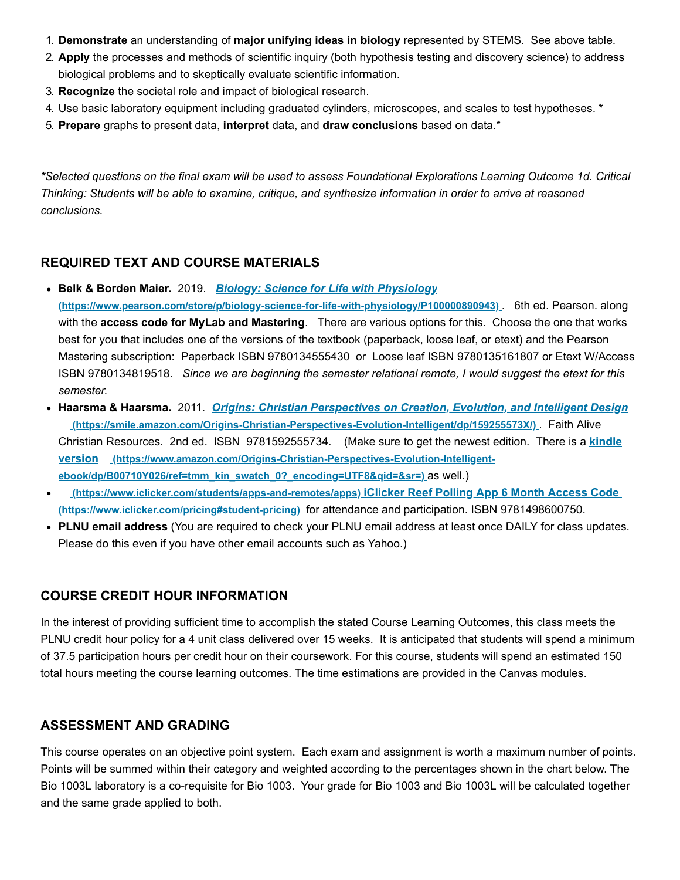1. **Demonstrate** an understanding of **major unifying ideas in biology** represented by STEMS. See above table.
2. **Apply** the processes and methods of scientific inquiry (both hypothesis testing and discovery science) to address biological problems and to skeptically evaluate scientific information.
3. **Recognize** the societal role and impact of biological research.
4. Use basic laboratory equipment including graduated cylinders, microscopes, and scales to test hypotheses. *
5. **Prepare** graphs to present data, **interpret** data, and **draw conclusions** based on data.*

*\*Selected questions on the final exam will be used to assess Foundational Explorations Learning Outcome 1d. Critical Thinking: Students will be able to examine, critique, and synthesize information in order to arrive at reasoned conclusions.*

## REQUIRED TEXT AND COURSE MATERIALS

- **Belk & Borden Maier.** 2019. ***Biology: Science for Life with Physiology*** **(https://www.pearson.com/store/p/biology-science-for-life-with-physiology/P100000890943)** . 6th ed. Pearson. along with the **access code for MyLab and Mastering**. There are various options for this. Choose the one that works best for you that includes one of the versions of the textbook (paperback, loose leaf, or etext) and the Pearson Mastering subscription: Paperback ISBN 9780134555430 or Loose leaf ISBN 9780135161807 or Etext W/Access ISBN 9780134819518. *Since we are beginning the semester relational remote, I would suggest the etext for this semester.*
- **Haarsma & Haarsma.** 2011. ***Origins: Christian Perspectives on Creation, Evolution, and Intelligent Design*** **(https://smile.amazon.com/Origins-Christian-Perspectives-Evolution-Intelligent/dp/159255573X/)** . Faith Alive Christian Resources. 2nd ed. ISBN 9781592555734. (Make sure to get the newest edition. There is a **kindle version** **(https://www.amazon.com/Origins-Christian-Perspectives-Evolution-Intelligent-ebook/dp/B00710Y026/ref=tmm_kin_swatch_0?_encoding=UTF8&qid=&sr=)** as well.)
- **(https://www.iclicker.com/students/apps-and-remotes/apps) iClicker Reef Polling App 6 Month Access Code (https://www.iclicker.com/pricing#student-pricing)** for attendance and participation. ISBN 9781498600750.
- **PLNU email address** (You are required to check your PLNU email address at least once DAILY for class updates. Please do this even if you have other email accounts such as Yahoo.)

## COURSE CREDIT HOUR INFORMATION

In the interest of providing sufficient time to accomplish the stated Course Learning Outcomes, this class meets the PLNU credit hour policy for a 4 unit class delivered over 15 weeks. It is anticipated that students will spend a minimum of 37.5 participation hours per credit hour on their coursework. For this course, students will spend an estimated 150 total hours meeting the course learning outcomes. The time estimations are provided in the Canvas modules.

## ASSESSMENT AND GRADING

This course operates on an objective point system. Each exam and assignment is worth a maximum number of points. Points will be summed within their category and weighted according to the percentages shown in the chart below. The Bio 1003L laboratory is a co-requisite for Bio 1003. Your grade for Bio 1003 and Bio 1003L will be calculated together and the same grade applied to both.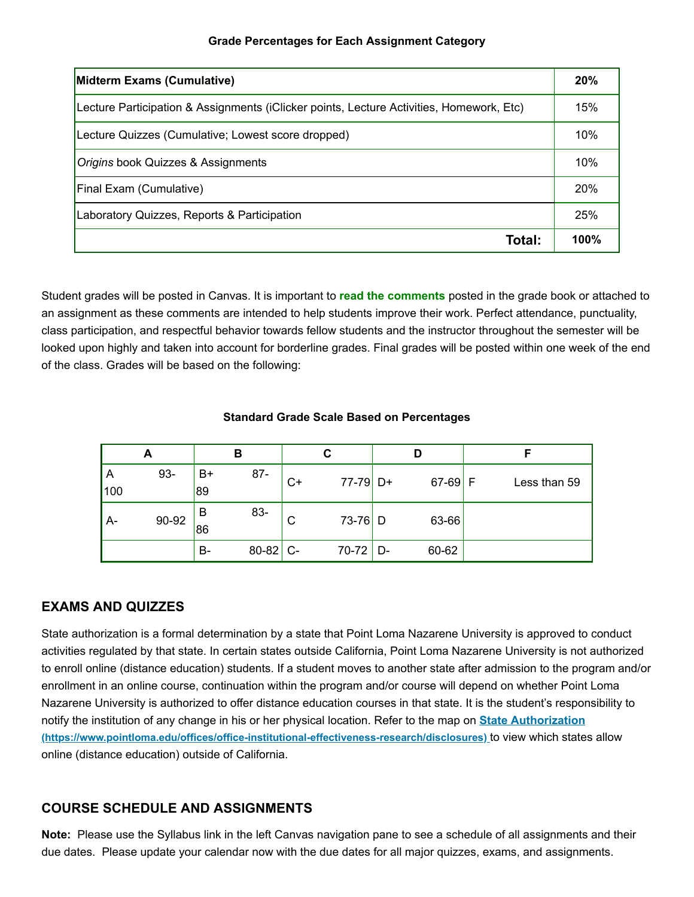**Grade Percentages for Each Assignment Category**

| **Midterm Exams (Cumulative)** | **20%** |
|---|---|
| Lecture Participation & Assignments (iClicker points, Lecture Activities, Homework, Etc) | 15% |
| Lecture Quizzes (Cumulative; Lowest score dropped) | 10% |
| *Origins* book Quizzes & Assignments | 10% |
| Final Exam (Cumulative) | 20% |
| Laboratory Quizzes, Reports & Participation | 25% |
| **Total:** | **100%** |

Student grades will be posted in Canvas. It is important to **read the comments** posted in the grade book or attached to an assignment as these comments are intended to help students improve their work. Perfect attendance, punctuality, class participation, and respectful behavior towards fellow students and the instructor throughout the semester will be looked upon highly and taken into account for borderline grades. Final grades will be posted within one week of the end of the class. Grades will be based on the following:

**Standard Grade Scale Based on Percentages**

| A | B | C | D | F |
|---|---|---|---|---|
| A 93-100 | B+ 87-89 | C+ 77-79 | D+ 67-69 | F Less than 59 |
| A- 90-92 | B 83-86 | C 73-76 | D 63-66 | |
| | B- 80-82 | C- 70-72 | D- 60-62 | |

## EXAMS AND QUIZZES

State authorization is a formal determination by a state that Point Loma Nazarene University is approved to conduct activities regulated by that state. In certain states outside California, Point Loma Nazarene University is not authorized to enroll online (distance education) students. If a student moves to another state after admission to the program and/or enrollment in an online course, continuation within the program and/or course will depend on whether Point Loma Nazarene University is authorized to offer distance education courses in that state. It is the student's responsibility to notify the institution of any change in his or her physical location. Refer to the map on [State Authorization (https://www.pointloma.edu/offices/office-institutional-effectiveness-research/disclosures)](https://www.pointloma.edu/offices/office-institutional-effectiveness-research/disclosures) to view which states allow online (distance education) outside of California.

## COURSE SCHEDULE AND ASSIGNMENTS

**Note:** Please use the Syllabus link in the left Canvas navigation pane to see a schedule of all assignments and their due dates. Please update your calendar now with the due dates for all major quizzes, exams, and assignments.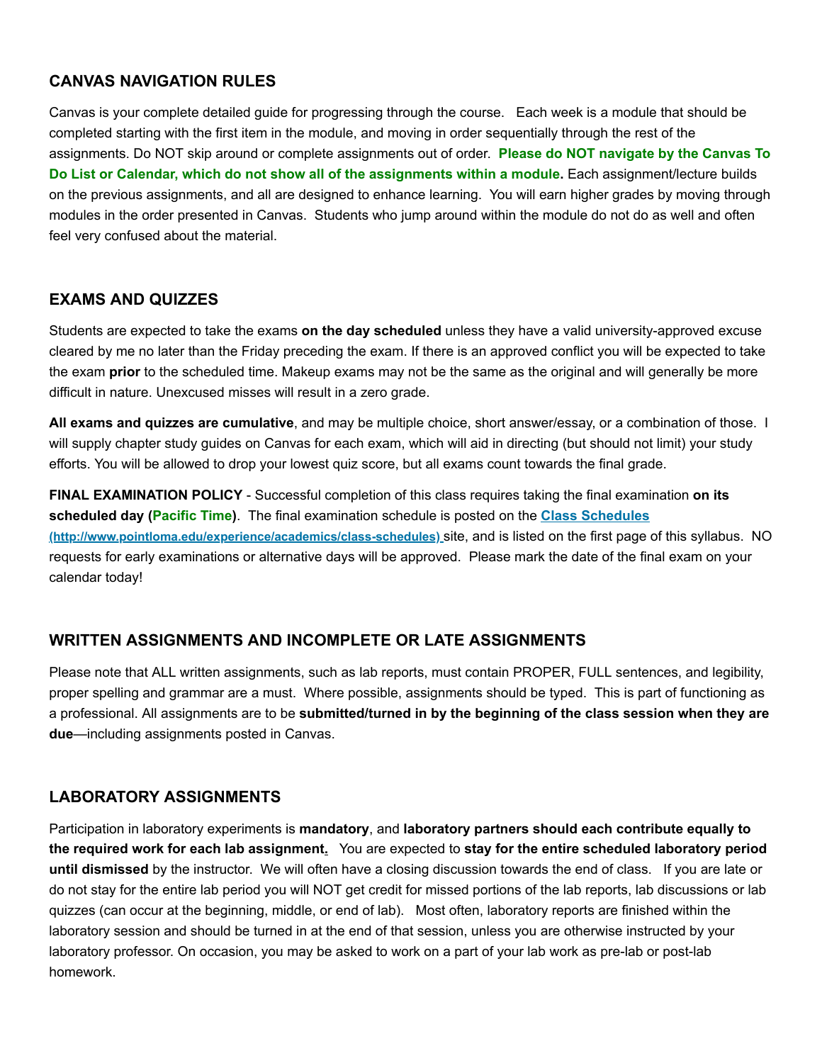## CANVAS NAVIGATION RULES

Canvas is your complete detailed guide for progressing through the course. Each week is a module that should be completed starting with the first item in the module, and moving in order sequentially through the rest of the assignments. Do NOT skip around or complete assignments out of order. **Please do NOT navigate by the Canvas To Do List or Calendar, which do not show all of the assignments within a module.** Each assignment/lecture builds on the previous assignments, and all are designed to enhance learning. You will earn higher grades by moving through modules in the order presented in Canvas. Students who jump around within the module do not do as well and often feel very confused about the material.

## EXAMS AND QUIZZES

Students are expected to take the exams **on the day scheduled** unless they have a valid university-approved excuse cleared by me no later than the Friday preceding the exam. If there is an approved conflict you will be expected to take the exam **prior** to the scheduled time. Makeup exams may not be the same as the original and will generally be more difficult in nature. Unexcused misses will result in a zero grade.

**All exams and quizzes are cumulative**, and may be multiple choice, short answer/essay, or a combination of those. I will supply chapter study guides on Canvas for each exam, which will aid in directing (but should not limit) your study efforts. You will be allowed to drop your lowest quiz score, but all exams count towards the final grade.

**FINAL EXAMINATION POLICY** - Successful completion of this class requires taking the final examination **on its scheduled day (Pacific Time)**. The final examination schedule is posted on the [Class Schedules (http://www.pointloma.edu/experience/academics/class-schedules)](http://www.pointloma.edu/experience/academics/class-schedules) site, and is listed on the first page of this syllabus. NO requests for early examinations or alternative days will be approved. Please mark the date of the final exam on your calendar today!

## WRITTEN ASSIGNMENTS AND INCOMPLETE OR LATE ASSIGNMENTS

Please note that ALL written assignments, such as lab reports, must contain PROPER, FULL sentences, and legibility, proper spelling and grammar are a must. Where possible, assignments should be typed. This is part of functioning as a professional. All assignments are to be **submitted/turned in by the beginning of the class session when they are due**—including assignments posted in Canvas.

## LABORATORY ASSIGNMENTS

Participation in laboratory experiments is **mandatory**, and **laboratory partners should each contribute equally to the required work for each lab assignment.** You are expected to **stay for the entire scheduled laboratory period until dismissed** by the instructor. We will often have a closing discussion towards the end of class. If you are late or do not stay for the entire lab period you will NOT get credit for missed portions of the lab reports, lab discussions or lab quizzes (can occur at the beginning, middle, or end of lab). Most often, laboratory reports are finished within the laboratory session and should be turned in at the end of that session, unless you are otherwise instructed by your laboratory professor. On occasion, you may be asked to work on a part of your lab work as pre-lab or post-lab homework.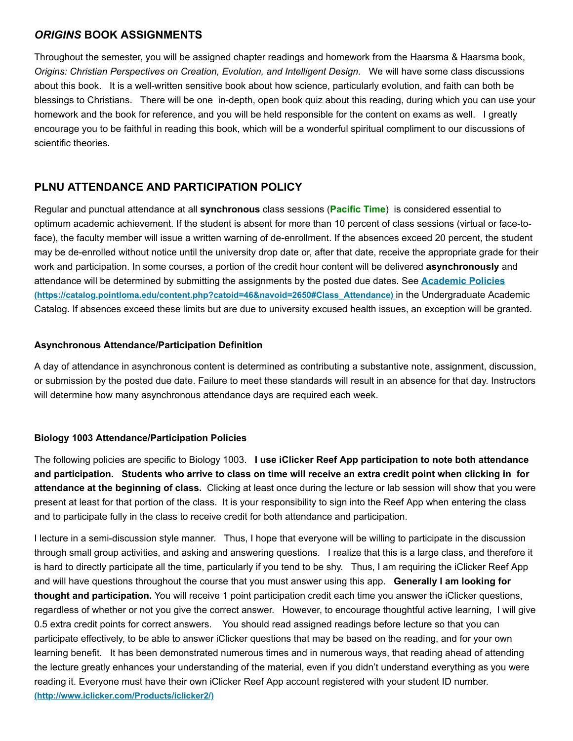## *ORIGINS* BOOK ASSIGNMENTS

Throughout the semester, you will be assigned chapter readings and homework from the Haarsma & Haarsma book, *Origins: Christian Perspectives on Creation, Evolution, and Intelligent Design*. We will have some class discussions about this book. It is a well-written sensitive book about how science, particularly evolution, and faith can both be blessings to Christians. There will be one in-depth, open book quiz about this reading, during which you can use your homework and the book for reference, and you will be held responsible for the content on exams as well. I greatly encourage you to be faithful in reading this book, which will be a wonderful spiritual compliment to our discussions of scientific theories.

## PLNU ATTENDANCE AND PARTICIPATION POLICY

Regular and punctual attendance at all **synchronous** class sessions (**Pacific Time**) is considered essential to optimum academic achievement. If the student is absent for more than 10 percent of class sessions (virtual or face-to-face), the faculty member will issue a written warning of de-enrollment. If the absences exceed 20 percent, the student may be de-enrolled without notice until the university drop date or, after that date, receive the appropriate grade for their work and participation. In some courses, a portion of the credit hour content will be delivered **asynchronously** and attendance will be determined by submitting the assignments by the posted due dates. See [**Academic Policies** (https://catalog.pointloma.edu/content.php?catoid=46&navoid=2650#Class_Attendance)](https://catalog.pointloma.edu/content.php?catoid=46&navoid=2650#Class_Attendance) in the Undergraduate Academic Catalog. If absences exceed these limits but are due to university excused health issues, an exception will be granted.

#### Asynchronous Attendance/Participation Definition

A day of attendance in asynchronous content is determined as contributing a substantive note, assignment, discussion, or submission by the posted due date. Failure to meet these standards will result in an absence for that day. Instructors will determine how many asynchronous attendance days are required each week.

#### Biology 1003 Attendance/Participation Policies

The following policies are specific to Biology 1003. **I use iClicker Reef App participation to note both attendance and participation. Students who arrive to class on time will receive an extra credit point when clicking in for attendance at the beginning of class.** Clicking at least once during the lecture or lab session will show that you were present at least for that portion of the class. It is your responsibility to sign into the Reef App when entering the class and to participate fully in the class to receive credit for both attendance and participation.

I lecture in a semi-discussion style manner. Thus, I hope that everyone will be willing to participate in the discussion through small group activities, and asking and answering questions. I realize that this is a large class, and therefore it is hard to directly participate all the time, particularly if you tend to be shy. Thus, I am requiring the iClicker Reef App and will have questions throughout the course that you must answer using this app. **Generally I am looking for thought and participation.** You will receive 1 point participation credit each time you answer the iClicker questions, regardless of whether or not you give the correct answer. However, to encourage thoughtful active learning, I will give 0.5 extra credit points for correct answers. You should read assigned readings before lecture so that you can participate effectively, to be able to answer iClicker questions that may be based on the reading, and for your own learning benefit. It has been demonstrated numerous times and in numerous ways, that reading ahead of attending the lecture greatly enhances your understanding of the material, even if you didn't understand everything as you were reading it. Everyone must have their own iClicker Reef App account registered with your student ID number. [(http://www.iclicker.com/Products/iclicker2/)](http://www.iclicker.com/Products/iclicker2/)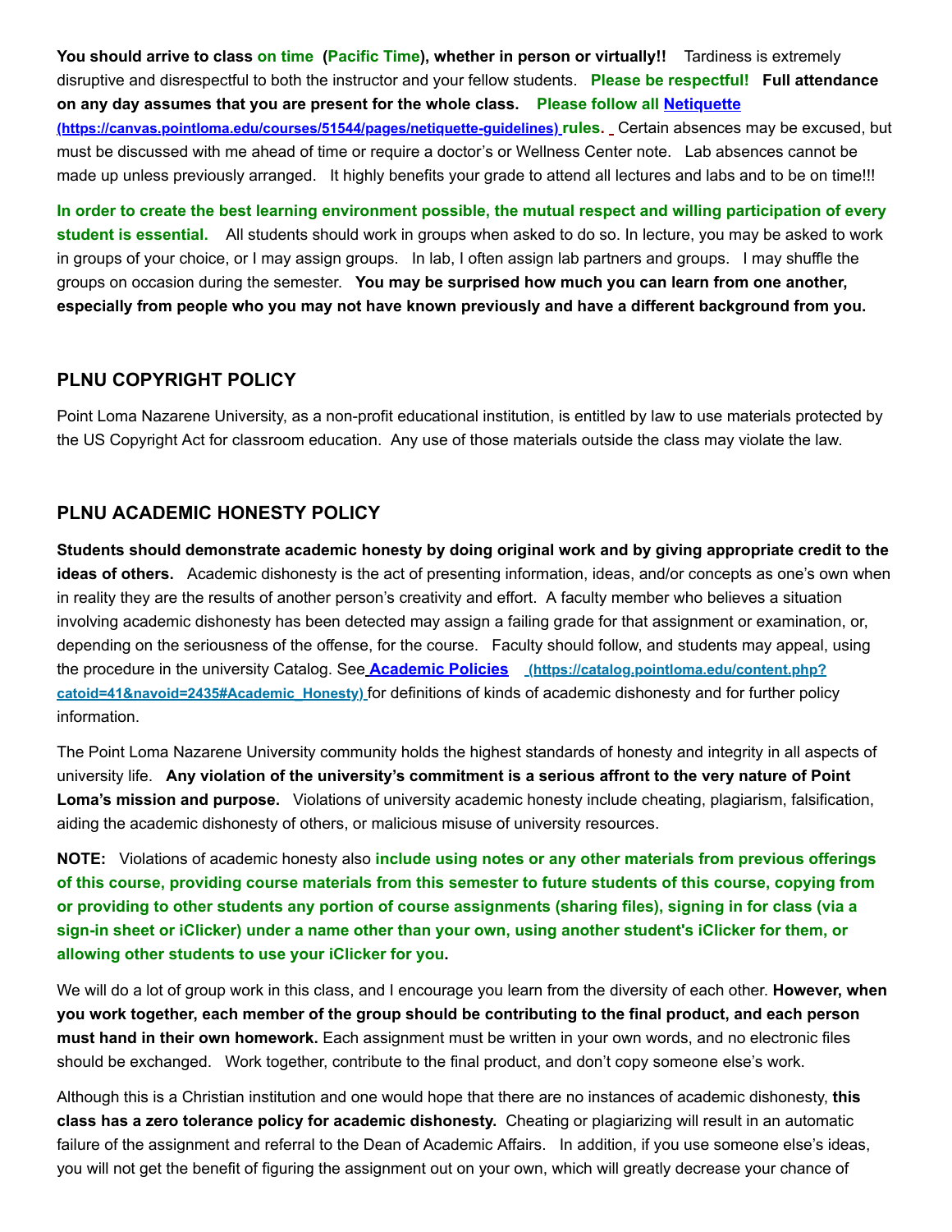**You should arrive to class on time (Pacific Time), whether in person or virtually!!** Tardiness is extremely disruptive and disrespectful to both the instructor and your fellow students. **Please be respectful! Full attendance on any day assumes that you are present for the whole class. Please follow all [Netiquette](https://canvas.pointloma.edu/courses/51544/pages/netiquette-guidelines) (https://canvas.pointloma.edu/courses/51544/pages/netiquette-guidelines) rules.** Certain absences may be excused, but must be discussed with me ahead of time or require a doctor's or Wellness Center note. Lab absences cannot be made up unless previously arranged. It highly benefits your grade to attend all lectures and labs and to be on time!!!

**In order to create the best learning environment possible, the mutual respect and willing participation of every student is essential.** All students should work in groups when asked to do so. In lecture, you may be asked to work in groups of your choice, or I may assign groups. In lab, I often assign lab partners and groups. I may shuffle the groups on occasion during the semester. **You may be surprised how much you can learn from one another, especially from people who you may not have known previously and have a different background from you.**

## PLNU COPYRIGHT POLICY

Point Loma Nazarene University, as a non-profit educational institution, is entitled by law to use materials protected by the US Copyright Act for classroom education. Any use of those materials outside the class may violate the law.

## PLNU ACADEMIC HONESTY POLICY

**Students should demonstrate academic honesty by doing original work and by giving appropriate credit to the ideas of others.** Academic dishonesty is the act of presenting information, ideas, and/or concepts as one's own when in reality they are the results of another person's creativity and effort. A faculty member who believes a situation involving academic dishonesty has been detected may assign a failing grade for that assignment or examination, or, depending on the seriousness of the offense, for the course. Faculty should follow, and students may appeal, using the procedure in the university Catalog. See [Academic Policies](https://catalog.pointloma.edu/content.php?catoid=41&navoid=2435#Academic_Honesty) (https://catalog.pointloma.edu/content.php?catoid=41&navoid=2435#Academic_Honesty) for definitions of kinds of academic dishonesty and for further policy information.

The Point Loma Nazarene University community holds the highest standards of honesty and integrity in all aspects of university life. **Any violation of the university's commitment is a serious affront to the very nature of Point Loma's mission and purpose.** Violations of university academic honesty include cheating, plagiarism, falsification, aiding the academic dishonesty of others, or malicious misuse of university resources.

**NOTE:** Violations of academic honesty also **include using notes or any other materials from previous offerings of this course, providing course materials from this semester to future students of this course, copying from or providing to other students any portion of course assignments (sharing files), signing in for class (via a sign-in sheet or iClicker) under a name other than your own, using another student's iClicker for them, or allowing other students to use your iClicker for you.**

We will do a lot of group work in this class, and I encourage you learn from the diversity of each other. **However, when you work together, each member of the group should be contributing to the final product, and each person must hand in their own homework.** Each assignment must be written in your own words, and no electronic files should be exchanged. Work together, contribute to the final product, and don't copy someone else's work.

Although this is a Christian institution and one would hope that there are no instances of academic dishonesty, **this class has a zero tolerance policy for academic dishonesty.** Cheating or plagiarizing will result in an automatic failure of the assignment and referral to the Dean of Academic Affairs. In addition, if you use someone else's ideas, you will not get the benefit of figuring the assignment out on your own, which will greatly decrease your chance of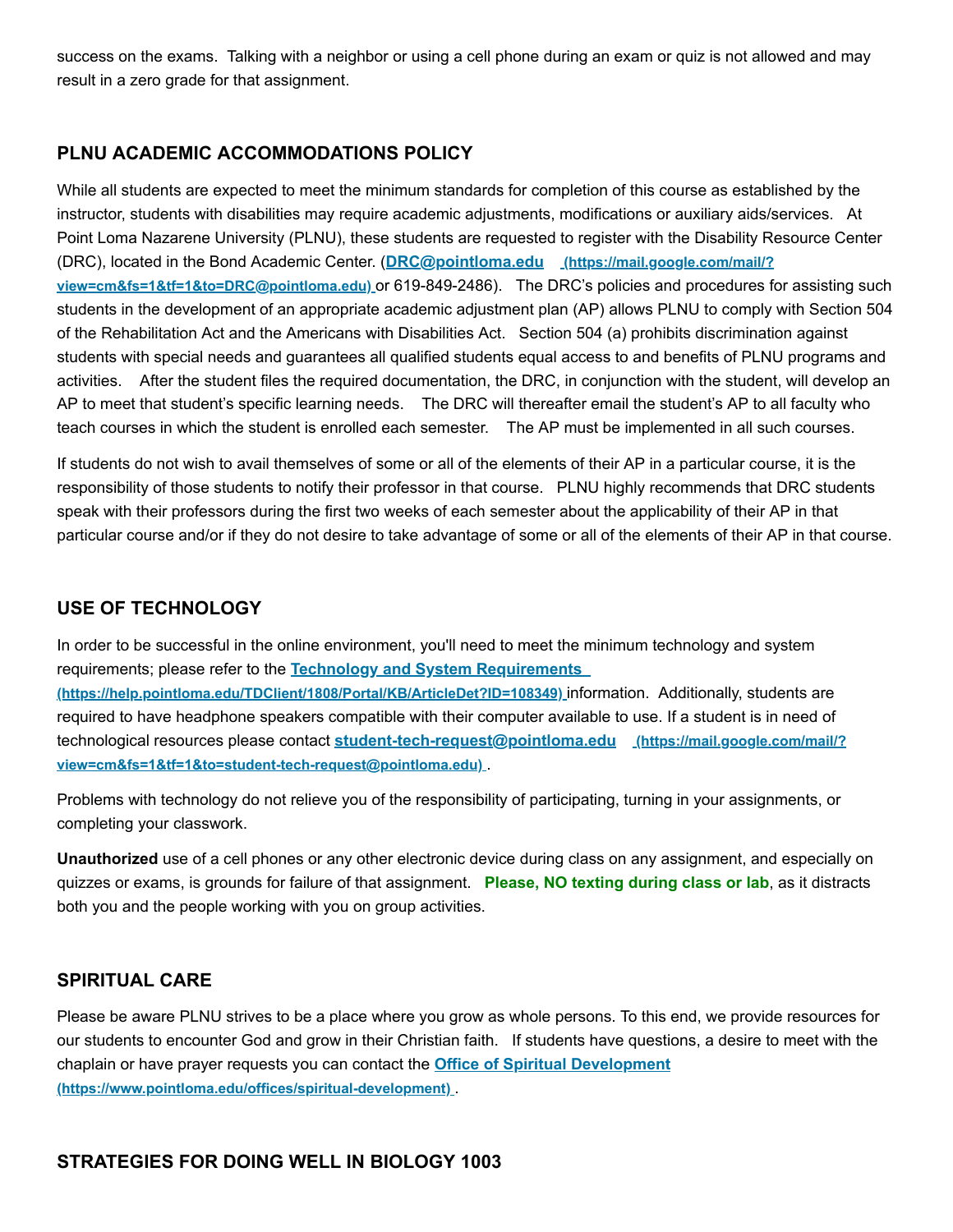success on the exams. Talking with a neighbor or using a cell phone during an exam or quiz is not allowed and may result in a zero grade for that assignment.

## PLNU ACADEMIC ACCOMMODATIONS POLICY

While all students are expected to meet the minimum standards for completion of this course as established by the instructor, students with disabilities may require academic adjustments, modifications or auxiliary aids/services. At Point Loma Nazarene University (PLNU), these students are requested to register with the Disability Resource Center (DRC), located in the Bond Academic Center. (**[DRC@pointloma.edu](https://mail.google.com/mail/?view=cm&fs=1&tf=1&to=DRC@pointloma.edu)** **(https://mail.google.com/mail/?view=cm&fs=1&tf=1&to=DRC@pointloma.edu)** or 619-849-2486). The DRC's policies and procedures for assisting such students in the development of an appropriate academic adjustment plan (AP) allows PLNU to comply with Section 504 of the Rehabilitation Act and the Americans with Disabilities Act. Section 504 (a) prohibits discrimination against students with special needs and guarantees all qualified students equal access to and benefits of PLNU programs and activities. After the student files the required documentation, the DRC, in conjunction with the student, will develop an AP to meet that student's specific learning needs. The DRC will thereafter email the student's AP to all faculty who teach courses in which the student is enrolled each semester. The AP must be implemented in all such courses.

If students do not wish to avail themselves of some or all of the elements of their AP in a particular course, it is the responsibility of those students to notify their professor in that course. PLNU highly recommends that DRC students speak with their professors during the first two weeks of each semester about the applicability of their AP in that particular course and/or if they do not desire to take advantage of some or all of the elements of their AP in that course.

## USE OF TECHNOLOGY

In order to be successful in the online environment, you'll need to meet the minimum technology and system requirements; please refer to the **[Technology and System Requirements](https://help.pointloma.edu/TDClient/1808/Portal/KB/ArticleDet?ID=108349)** **(https://help.pointloma.edu/TDClient/1808/Portal/KB/ArticleDet?ID=108349)** information. Additionally, students are required to have headphone speakers compatible with their computer available to use. If a student is in need of technological resources please contact **[student-tech-request@pointloma.edu](https://mail.google.com/mail/?view=cm&fs=1&tf=1&to=student-tech-request@pointloma.edu)** **(https://mail.google.com/mail/?view=cm&fs=1&tf=1&to=student-tech-request@pointloma.edu)**.

Problems with technology do not relieve you of the responsibility of participating, turning in your assignments, or completing your classwork.

**Unauthorized** use of a cell phones or any other electronic device during class on any assignment, and especially on quizzes or exams, is grounds for failure of that assignment. **Please, NO texting during class or lab**, as it distracts both you and the people working with you on group activities.

## SPIRITUAL CARE

Please be aware PLNU strives to be a place where you grow as whole persons. To this end, we provide resources for our students to encounter God and grow in their Christian faith. If students have questions, a desire to meet with the chaplain or have prayer requests you can contact the **[Office of Spiritual Development](https://www.pointloma.edu/offices/spiritual-development)** **(https://www.pointloma.edu/offices/spiritual-development)**.

## STRATEGIES FOR DOING WELL IN BIOLOGY 1003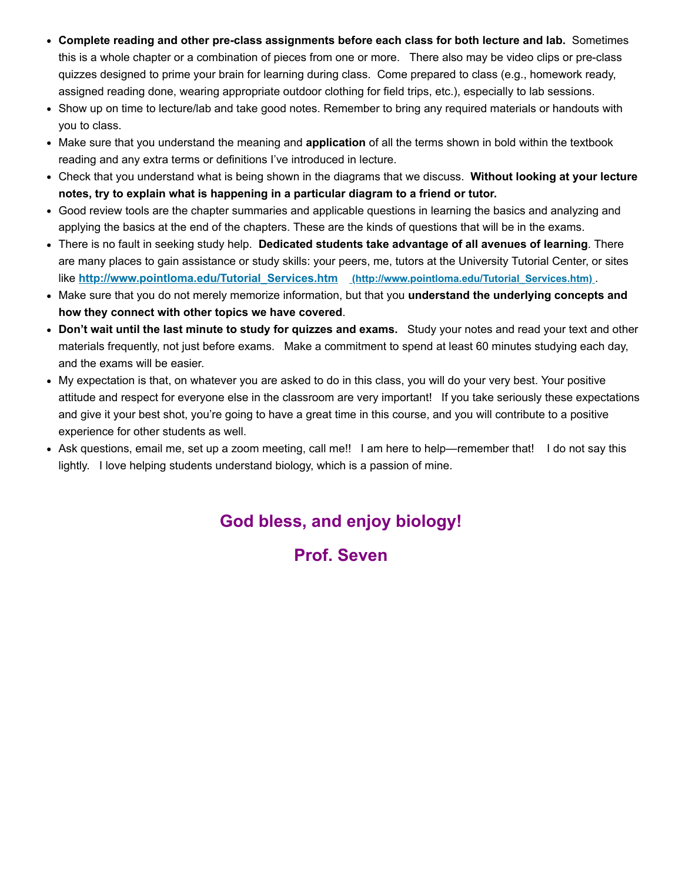- **Complete reading and other pre-class assignments before each class for both lecture and lab.** Sometimes this is a whole chapter or a combination of pieces from one or more. There also may be video clips or pre-class quizzes designed to prime your brain for learning during class. Come prepared to class (e.g., homework ready, assigned reading done, wearing appropriate outdoor clothing for field trips, etc.), especially to lab sessions.
- Show up on time to lecture/lab and take good notes. Remember to bring any required materials or handouts with you to class.
- Make sure that you understand the meaning and **application** of all the terms shown in bold within the textbook reading and any extra terms or definitions I've introduced in lecture.
- Check that you understand what is being shown in the diagrams that we discuss. **Without looking at your lecture notes, try to explain what is happening in a particular diagram to a friend or tutor.**
- Good review tools are the chapter summaries and applicable questions in learning the basics and analyzing and applying the basics at the end of the chapters. These are the kinds of questions that will be in the exams.
- There is no fault in seeking study help. **Dedicated students take advantage of all avenues of learning**. There are many places to gain assistance or study skills: your peers, me, tutors at the University Tutorial Center, or sites like [http://www.pointloma.edu/Tutorial_Services.htm](http://www.pointloma.edu/Tutorial_Services.htm) (http://www.pointloma.edu/Tutorial_Services.htm).
- Make sure that you do not merely memorize information, but that you **understand the underlying concepts and how they connect with other topics we have covered**.
- **Don't wait until the last minute to study for quizzes and exams.** Study your notes and read your text and other materials frequently, not just before exams. Make a commitment to spend at least 60 minutes studying each day, and the exams will be easier.
- My expectation is that, on whatever you are asked to do in this class, you will do your very best. Your positive attitude and respect for everyone else in the classroom are very important! If you take seriously these expectations and give it your best shot, you're going to have a great time in this course, and you will contribute to a positive experience for other students as well.
- Ask questions, email me, set up a zoom meeting, call me!! I am here to help—remember that! I do not say this lightly. I love helping students understand biology, which is a passion of mine.

**God bless, and enjoy biology!**

**Prof. Seven**